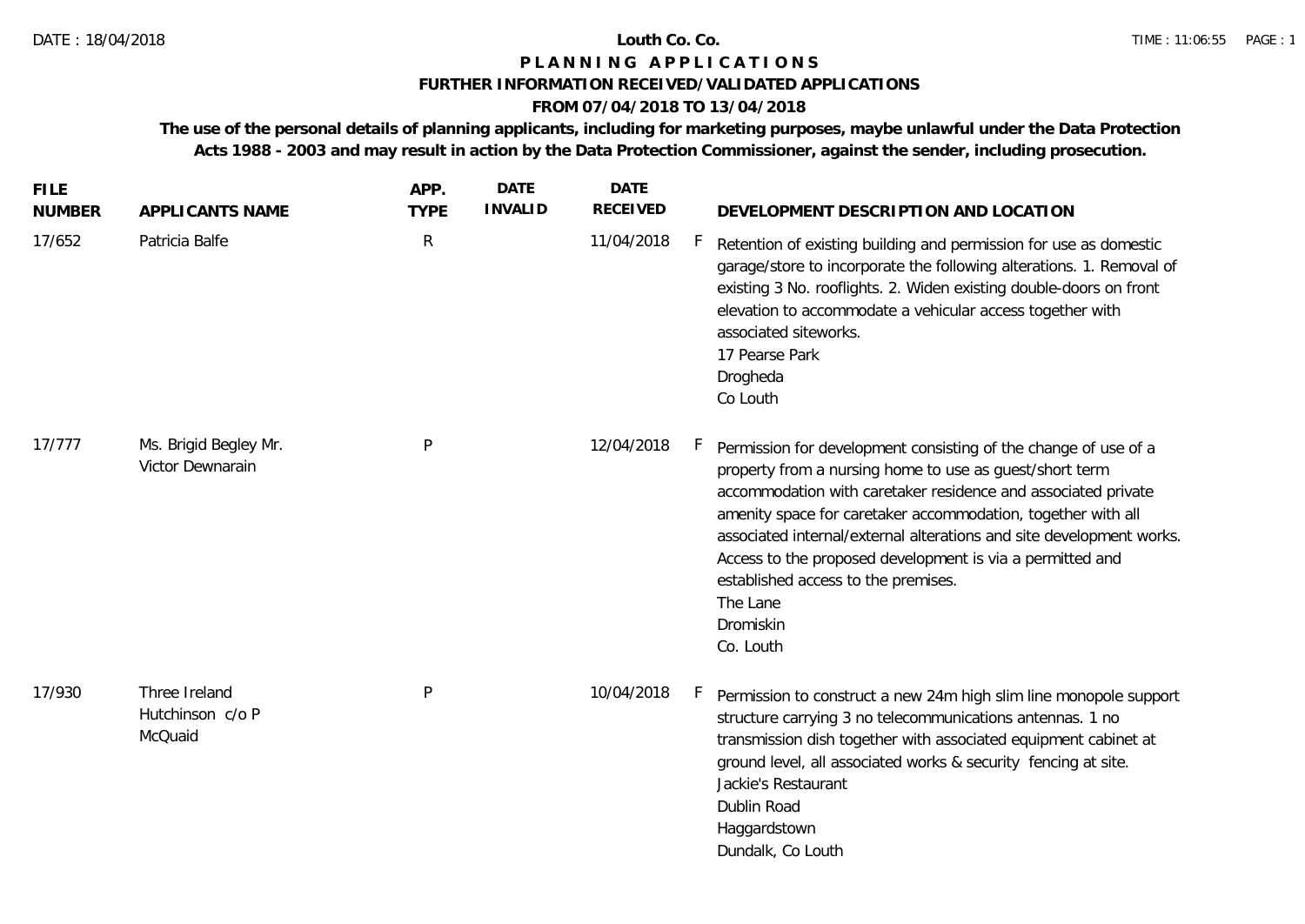DATE : 18/04/2018

# Louth Co. Co.

## P L A N N I N G   A P P L I C A T I O N S

### FURTHER INFORMATION RECEIVED/VALIDATED APPLICATIONS

### FROM 07/04/2018 TO 13/04/2018

**The use of the personal details of planning applicants, including for marketing purposes, maybe unlawful under the Data Protection Acts 1988 - 2003 and may result in action by the Data Protection Commissioner, against the sender, including prosecution.**

| FILE NUMBER | APPLICANTS NAME | APP. TYPE | DATE INVALID | DATE RECEIVED | | DEVELOPMENT DESCRIPTION AND LOCATION |
|---|---|---|---|---|---|---|
| 17/652 | Patricia Balfe | R | | 11/04/2018 | F | Retention of existing building and permission for use as domestic garage/store to incorporate the following alterations. 1. Removal of existing 3 No. rooflights. 2. Widen existing double-doors on front elevation to accommodate a vehicular access together with associated siteworks.<br>17 Pearse Park<br>Drogheda<br>Co Louth |
| 17/777 | Ms. Brigid Begley Mr. Victor Dewnarain | P | | 12/04/2018 | F | Permission for development consisting of the change of use of a property from a nursing home to use as guest/short term accommodation with caretaker residence and associated private amenity space for caretaker accommodation, together with all associated internal/external alterations and site development works. Access to the proposed development is via a permitted and established access to the premises.<br>The Lane<br>Dromiskin<br>Co. Louth |
| 17/930 | Three Ireland Hutchinson c/o P McQuaid | P | | 10/04/2018 | F | Permission to construct a new 24m high slim line monopole support structure carrying 3 no telecommunications antennas. 1 no transmission dish together with associated equipment cabinet at ground level, all associated works & security fencing at site.<br>Jackie's Restaurant<br>Dublin Road<br>Haggardstown<br>Dundalk, Co Louth |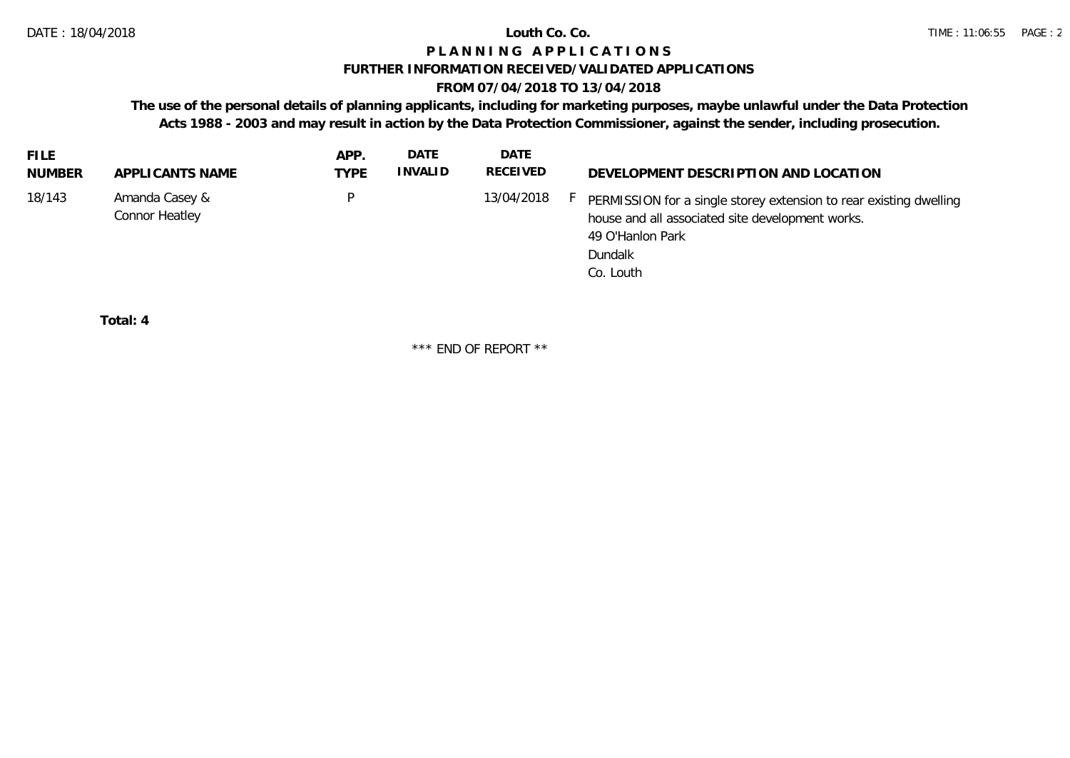Louth Co. Co.

# PLANNING APPLICATIONS

**FURTHER INFORMATION RECEIVED/VALIDATED APPLICATIONS**

**FROM 07/04/2018 TO 13/04/2018**

**The use of the personal details of planning applicants, including for marketing purposes, maybe unlawful under the Data Protection Acts 1988 - 2003 and may result in action by the Data Protection Commissioner, against the sender, including prosecution.**

| FILE NUMBER | APPLICANTS NAME | APP. TYPE | DATE INVALID | DATE RECEIVED | | DEVELOPMENT DESCRIPTION AND LOCATION |
|---|---|---|---|---|---|---|
| 18/143 | Amanda Casey & Connor Heatley | P | | 13/04/2018 | F | PERMISSION for a single storey extension to rear existing dwelling house and all associated site development works. 49 O'Hanlon Park Dundalk Co. Louth |

**Total: 4**

*** END OF REPORT **